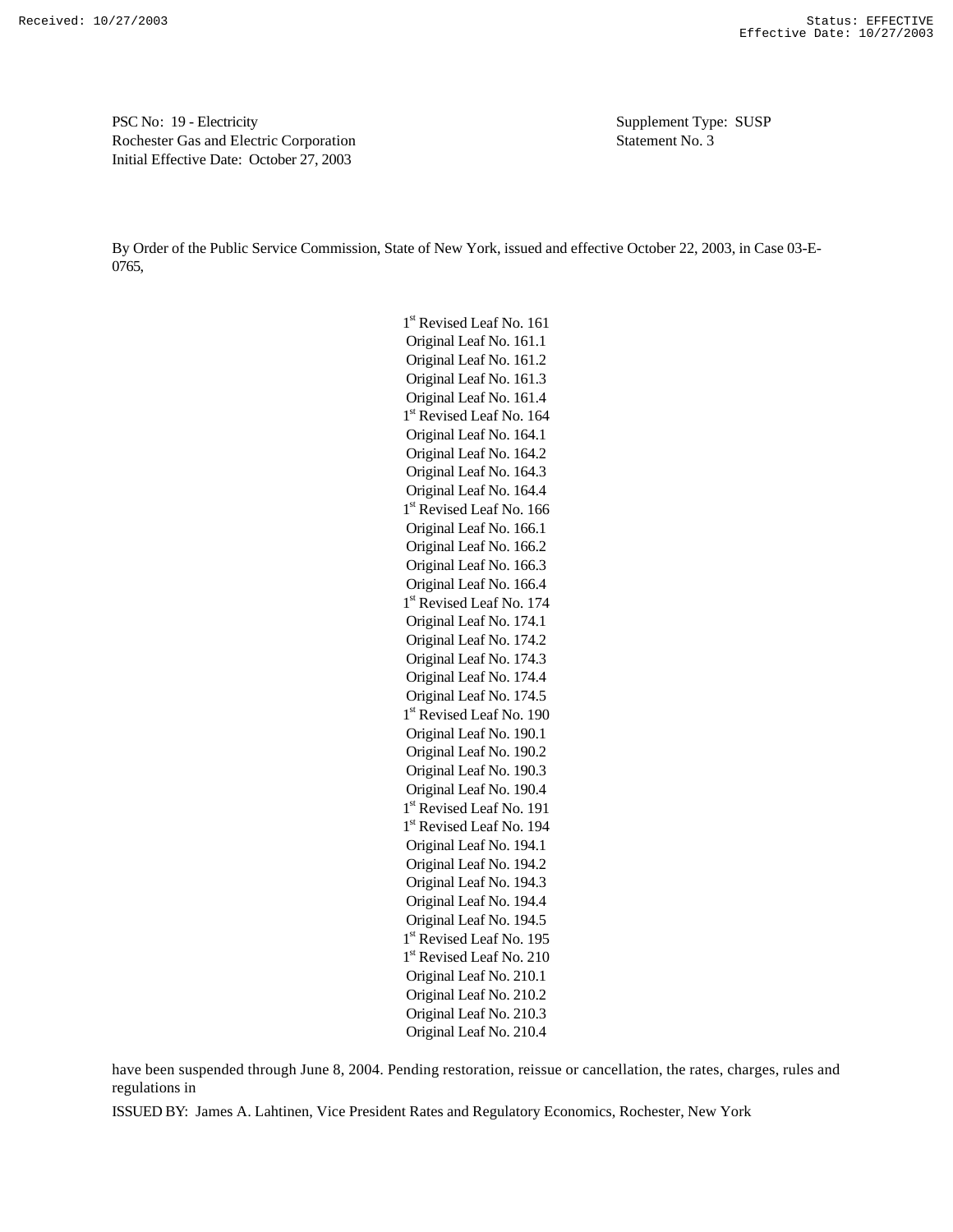Received: 10/27/2003 Status: EFFECTIVE
Effective Date: 10/27/2003

PSC No: 19 - Electricity
Rochester Gas and Electric Corporation
Initial Effective Date: October 27, 2003

Supplement Type: SUSP
Statement No. 3

By Order of the Public Service Commission, State of New York, issued and effective October 22, 2003, in Case 03-E-0765,

1st Revised Leaf No. 161
Original Leaf No. 161.1
Original Leaf No. 161.2
Original Leaf No. 161.3
Original Leaf No. 161.4
1st Revised Leaf No. 164
Original Leaf No. 164.1
Original Leaf No. 164.2
Original Leaf No. 164.3
Original Leaf No. 164.4
1st Revised Leaf No. 166
Original Leaf No. 166.1
Original Leaf No. 166.2
Original Leaf No. 166.3
Original Leaf No. 166.4
1st Revised Leaf No. 174
Original Leaf No. 174.1
Original Leaf No. 174.2
Original Leaf No. 174.3
Original Leaf No. 174.4
Original Leaf No. 174.5
1st Revised Leaf No. 190
Original Leaf No. 190.1
Original Leaf No. 190.2
Original Leaf No. 190.3
Original Leaf No. 190.4
1st Revised Leaf No. 191
1st Revised Leaf No. 194
Original Leaf No. 194.1
Original Leaf No. 194.2
Original Leaf No. 194.3
Original Leaf No. 194.4
Original Leaf No. 194.5
1st Revised Leaf No. 195
1st Revised Leaf No. 210
Original Leaf No. 210.1
Original Leaf No. 210.2
Original Leaf No. 210.3
Original Leaf No. 210.4

have been suspended through June 8, 2004. Pending restoration, reissue or cancellation, the rates, charges, rules and regulations in

ISSUED BY: James A. Lahtinen, Vice President Rates and Regulatory Economics, Rochester, New York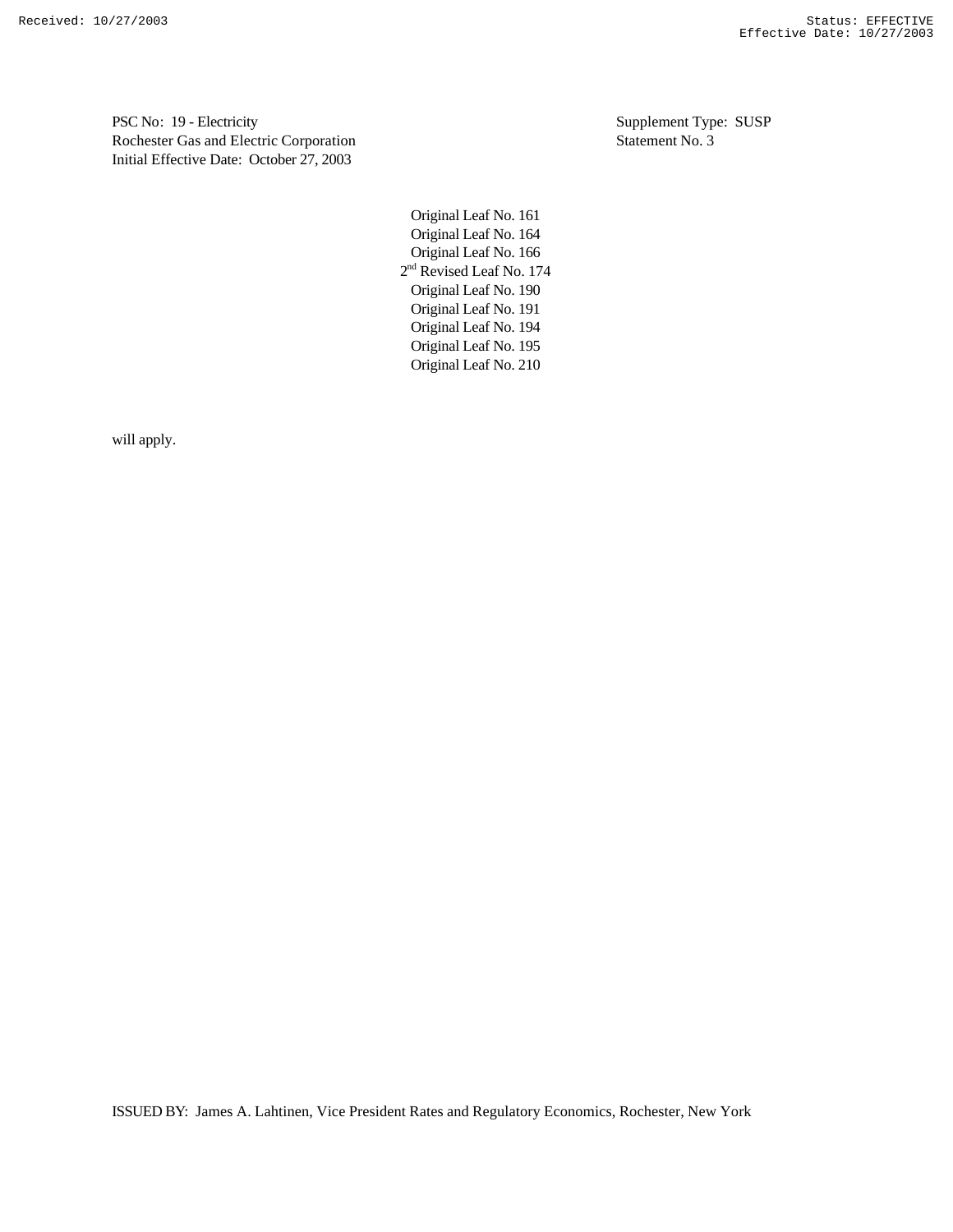PSC No: 19 - Electricity
Rochester Gas and Electric Corporation
Initial Effective Date: October 27, 2003

Supplement Type: SUSP
Statement No. 3

Original Leaf No. 161
Original Leaf No. 164
Original Leaf No. 166
2nd Revised Leaf No. 174
Original Leaf No. 190
Original Leaf No. 191
Original Leaf No. 194
Original Leaf No. 195
Original Leaf No. 210

will apply.

ISSUED BY: James A. Lahtinen, Vice President Rates and Regulatory Economics, Rochester, New York